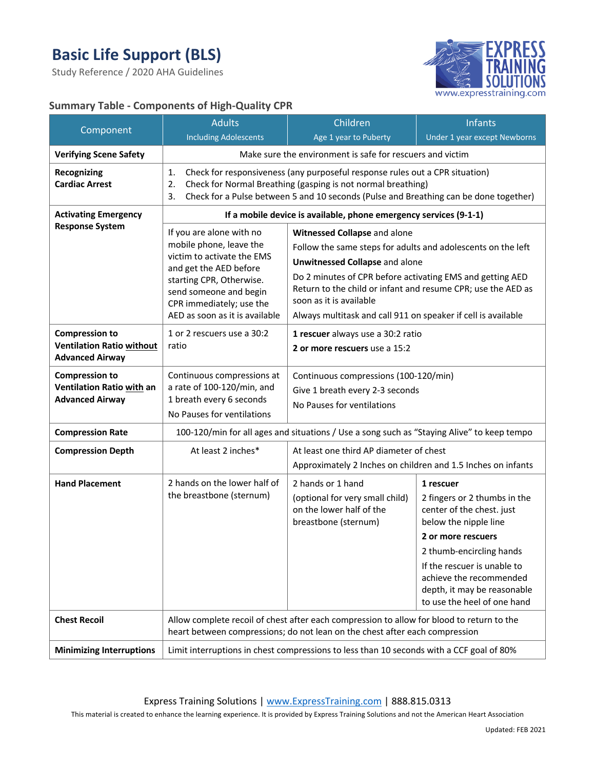# Basic Life Support (BLS)

Study Reference / 2020 AHA Guidelines

## Summary Table - Components of High-Quality CPR

| Component | Adults<br>Including Adolescents | Children<br>Age 1 year to Puberty | Infants<br>Under 1 year except Newborns |
|---|---|---|---|
| **Verifying Scene Safety** | Make sure the environment is safe for rescuers and victim | | |
| **Recognizing Cardiac Arrest** | 1. Check for responsiveness (any purposeful response rules out a CPR situation)<br>2. Check for Normal Breathing (gasping is not normal breathing)<br>3. Check for a Pulse between 5 and 10 seconds (Pulse and Breathing can be done together) | | |
| **Activating Emergency Response System** | **If a mobile device is available, phone emergency services (9-1-1)** | | |
| | If you are alone with no mobile phone, leave the victim to activate the EMS and get the AED before starting CPR, Otherwise. send someone and begin CPR immediately; use the AED as soon as it is available | **Witnessed Collapse** and alone<br>Follow the same steps for adults and adolescents on the left<br>**Unwitnessed Collapse** and alone<br>Do 2 minutes of CPR before activating EMS and getting AED<br>Return to the child or infant and resume CPR; use the AED as soon as it is available<br>Always multitask and call 911 on speaker if cell is available | |
| **Compression to Ventilation Ratio without Advanced Airway** | 1 or 2 rescuers use a 30:2 ratio | **1 rescuer** always use a 30:2 ratio<br>**2 or more rescuers** use a 15:2 | |
| **Compression to Ventilation Ratio with an Advanced Airway** | Continuous compressions at a rate of 100-120/min, and 1 breath every 6 seconds<br>No Pauses for ventilations | Continuous compressions (100-120/min)<br>Give 1 breath every 2-3 seconds<br>No Pauses for ventilations | |
| **Compression Rate** | 100-120/min for all ages and situations / Use a song such as "Staying Alive" to keep tempo | | |
| **Compression Depth** | At least 2 inches* | At least one third AP diameter of chest<br>Approximately 2 Inches on children and 1.5 Inches on infants | |
| **Hand Placement** | 2 hands on the lower half of the breastbone (sternum) | 2 hands or 1 hand<br>(optional for very small child) on the lower half of the breastbone (sternum) | **1 rescuer**<br>2 fingers or 2 thumbs in the center of the chest. just below the nipple line<br>**2 or more rescuers**<br>2 thumb-encircling hands<br>If the rescuer is unable to achieve the recommended depth, it may be reasonable to use the heel of one hand |
| **Chest Recoil** | Allow complete recoil of chest after each compression to allow for blood to return to the heart between compressions; do not lean on the chest after each compression | | |
| **Minimizing Interruptions** | Limit interruptions in chest compressions to less than 10 seconds with a CCF goal of 80% | | |

Express Training Solutions | www.ExpressTraining.com | 888.815.0313

This material is created to enhance the learning experience. It is provided by Express Training Solutions and not the American Heart Association

Updated: FEB 2021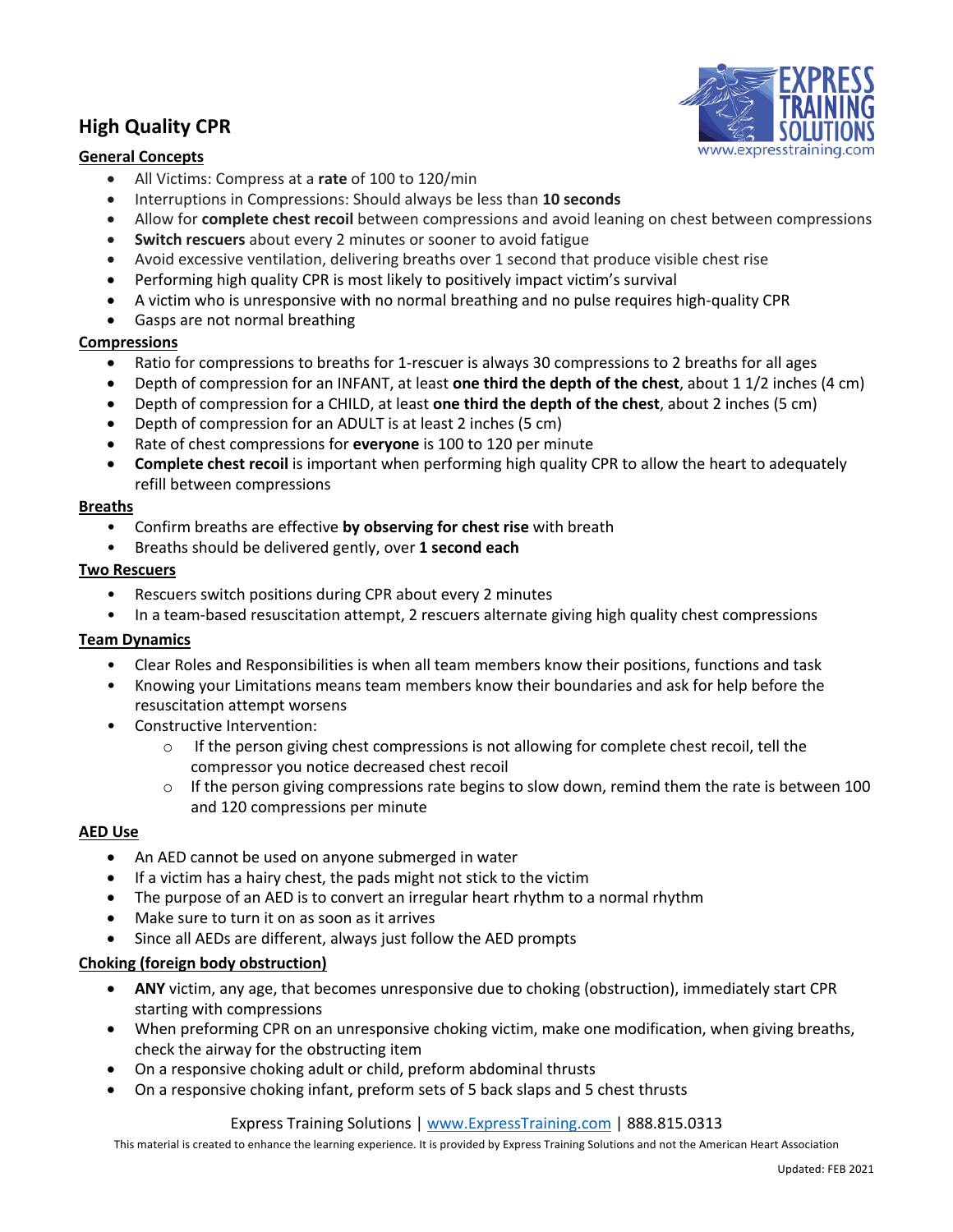## High Quality CPR

### General Concepts

- All Victims: Compress at a **rate** of 100 to 120/min
- Interruptions in Compressions: Should always be less than **10 seconds**
- Allow for **complete chest recoil** between compressions and avoid leaning on chest between compressions
- **Switch rescuers** about every 2 minutes or sooner to avoid fatigue
- Avoid excessive ventilation, delivering breaths over 1 second that produce visible chest rise
- Performing high quality CPR is most likely to positively impact victim's survival
- A victim who is unresponsive with no normal breathing and no pulse requires high-quality CPR
- Gasps are not normal breathing

### Compressions

- Ratio for compressions to breaths for 1-rescuer is always 30 compressions to 2 breaths for all ages
- Depth of compression for an INFANT, at least **one third the depth of the chest**, about 1 1/2 inches (4 cm)
- Depth of compression for a CHILD, at least **one third the depth of the chest**, about 2 inches (5 cm)
- Depth of compression for an ADULT is at least 2 inches (5 cm)
- Rate of chest compressions for **everyone** is 100 to 120 per minute
- **Complete chest recoil** is important when performing high quality CPR to allow the heart to adequately refill between compressions

### Breaths

- Confirm breaths are effective **by observing for chest rise** with breath
- Breaths should be delivered gently, over **1 second each**

### Two Rescuers

- Rescuers switch positions during CPR about every 2 minutes
- In a team-based resuscitation attempt, 2 rescuers alternate giving high quality chest compressions

### Team Dynamics

- Clear Roles and Responsibilities is when all team members know their positions, functions and task
- Knowing your Limitations means team members know their boundaries and ask for help before the resuscitation attempt worsens
- Constructive Intervention:
  - If the person giving chest compressions is not allowing for complete chest recoil, tell the compressor you notice decreased chest recoil
  - If the person giving compressions rate begins to slow down, remind them the rate is between 100 and 120 compressions per minute

### AED Use

- An AED cannot be used on anyone submerged in water
- If a victim has a hairy chest, the pads might not stick to the victim
- The purpose of an AED is to convert an irregular heart rhythm to a normal rhythm
- Make sure to turn it on as soon as it arrives
- Since all AEDs are different, always just follow the AED prompts

### Choking (foreign body obstruction)

- **ANY** victim, any age, that becomes unresponsive due to choking (obstruction), immediately start CPR starting with compressions
- When preforming CPR on an unresponsive choking victim, make one modification, when giving breaths, check the airway for the obstructing item
- On a responsive choking adult or child, preform abdominal thrusts
- On a responsive choking infant, preform sets of 5 back slaps and 5 chest thrusts

Express Training Solutions | www.ExpressTraining.com | 888.815.0313

This material is created to enhance the learning experience. It is provided by Express Training Solutions and not the American Heart Association

Updated: FEB 2021